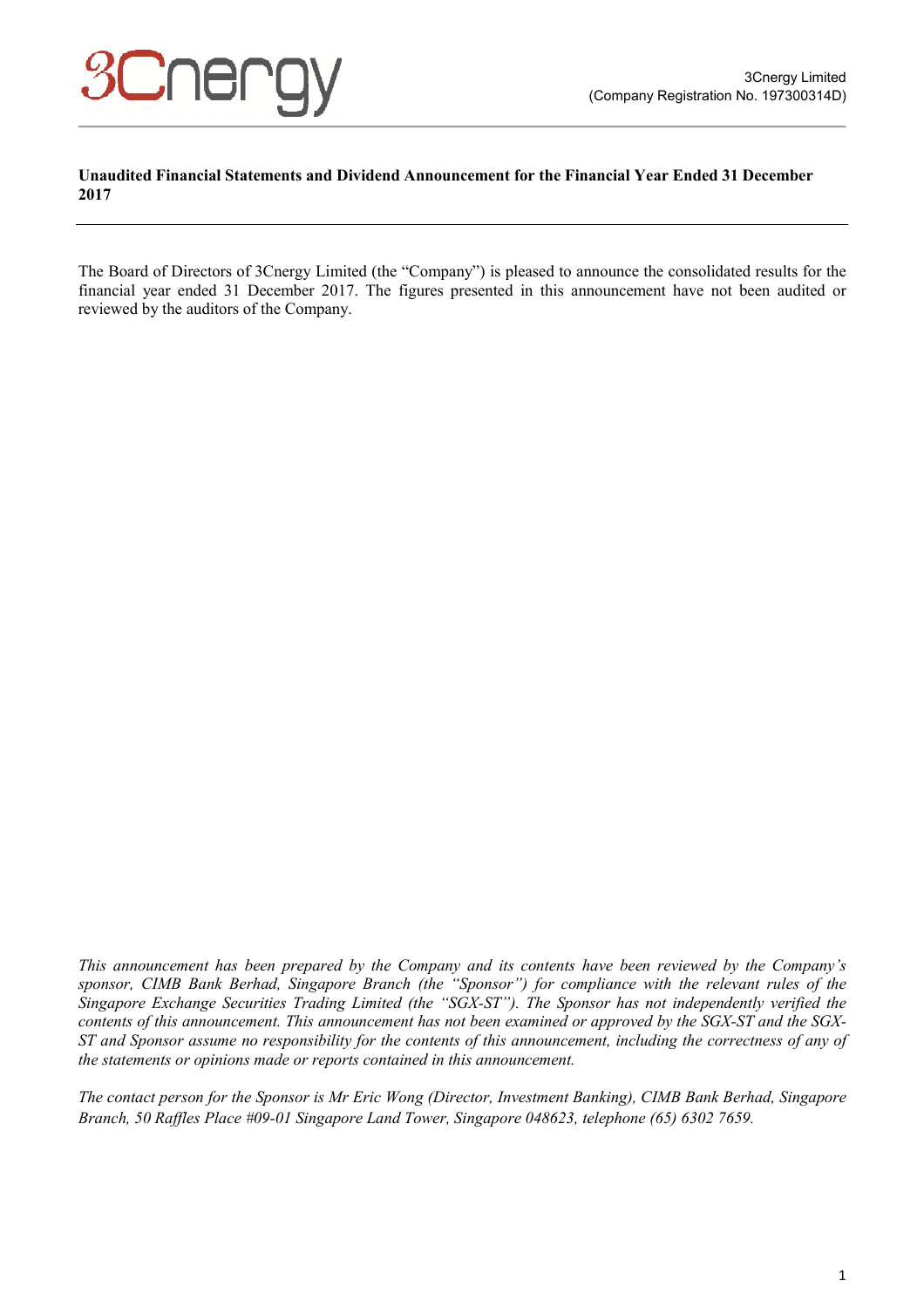3Cnergy Limited
(Company Registration No. 197300314D)

**Unaudited Financial Statements and Dividend Announcement for the Financial Year Ended 31 December 2017**

The Board of Directors of 3Cnergy Limited (the "Company") is pleased to announce the consolidated results for the financial year ended 31 December 2017. The figures presented in this announcement have not been audited or reviewed by the auditors of the Company.

*This announcement has been prepared by the Company and its contents have been reviewed by the Company's sponsor, CIMB Bank Berhad, Singapore Branch (the "Sponsor") for compliance with the relevant rules of the Singapore Exchange Securities Trading Limited (the "SGX-ST"). The Sponsor has not independently verified the contents of this announcement. This announcement has not been examined or approved by the SGX-ST and the SGX-ST and Sponsor assume no responsibility for the contents of this announcement, including the correctness of any of the statements or opinions made or reports contained in this announcement.*

*The contact person for the Sponsor is Mr Eric Wong (Director, Investment Banking), CIMB Bank Berhad, Singapore Branch, 50 Raffles Place #09-01 Singapore Land Tower, Singapore 048623, telephone (65) 6302 7659.*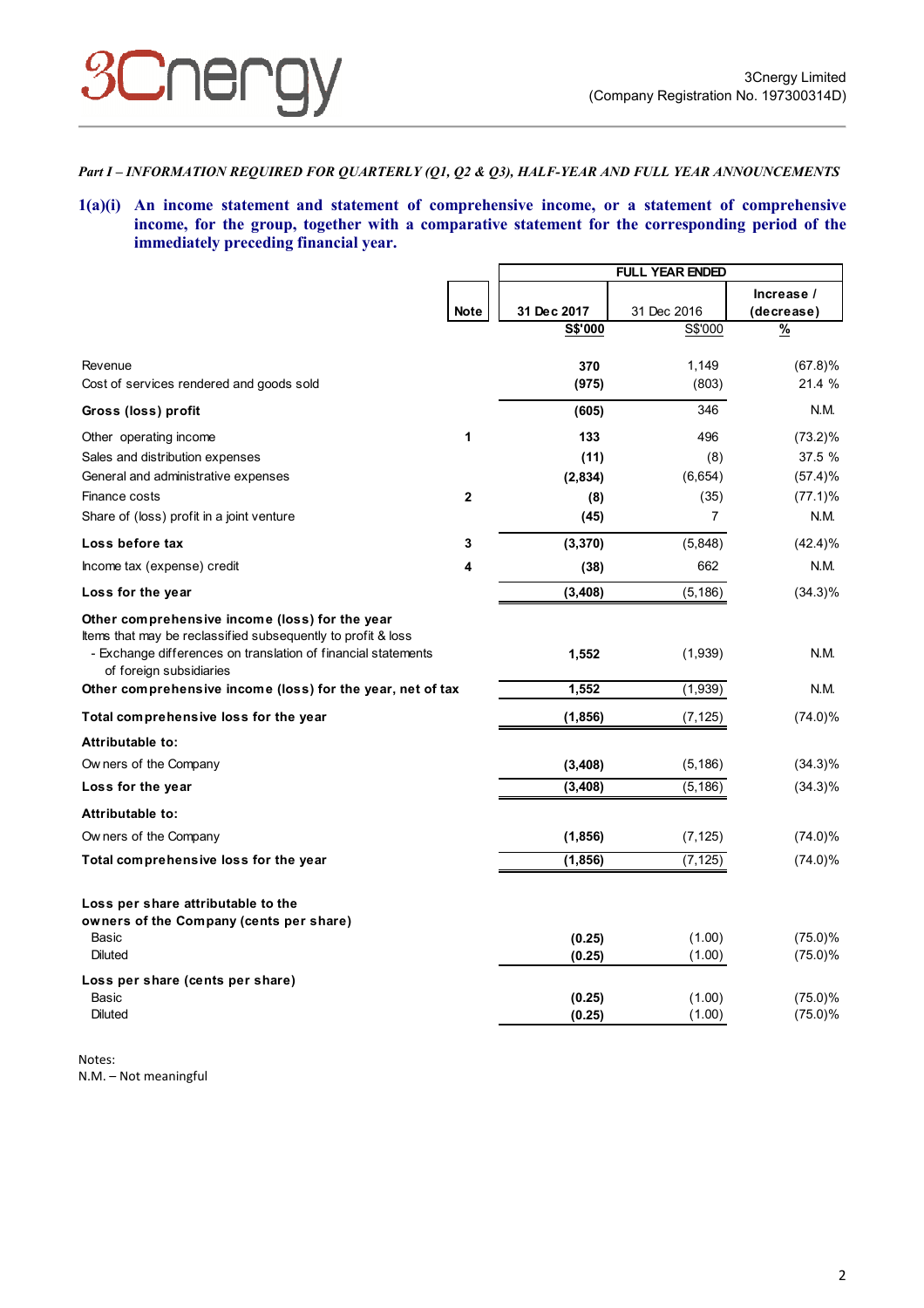*Part I – INFORMATION REQUIRED FOR QUARTERLY (Q1, Q2 & Q3), HALF-YEAR AND FULL YEAR ANNOUNCEMENTS*

**1(a)(i) An income statement and statement of comprehensive income, or a statement of comprehensive income, for the group, together with a comparative statement for the corresponding period of the immediately preceding financial year.**

| | Note | FULL YEAR ENDED | | |
|---|---|---|---|---|
| | | **31 Dec 2017** | 31 Dec 2016 | **Increase / (decrease)** |
| | | **S$'000** | S$'000 | **%** |
| Revenue | | **370** | 1,149 | (67.8)% |
| Cost of services rendered and goods sold | | **(975)** | (803) | 21.4 % |
| **Gross (loss) profit** | | **(605)** | 346 | N.M. |
| Other operating income | 1 | **133** | 496 | (73.2)% |
| Sales and distribution expenses | | **(11)** | (8) | 37.5 % |
| General and administrative expenses | | **(2,834)** | (6,654) | (57.4)% |
| Finance costs | 2 | **(8)** | (35) | (77.1)% |
| Share of (loss) profit in a joint venture | | **(45)** | 7 | N.M. |
| **Loss before tax** | 3 | **(3,370)** | (5,848) | (42.4)% |
| Income tax (expense) credit | 4 | **(38)** | 662 | N.M. |
| **Loss for the year** | | **(3,408)** | (5,186) | (34.3)% |
| **Other comprehensive income (loss) for the year** | | | | |
| Items that may be reclassified subsequently to profit & loss | | | | |
| - Exchange differences on translation of financial statements of foreign subsidiaries | | **1,552** | (1,939) | N.M. |
| **Other comprehensive income (loss) for the year, net of tax** | | **1,552** | (1,939) | N.M. |
| **Total comprehensive loss for the year** | | **(1,856)** | (7,125) | (74.0)% |
| **Attributable to:** | | | | |
| Owners of the Company | | **(3,408)** | (5,186) | (34.3)% |
| **Loss for the year** | | **(3,408)** | (5,186) | (34.3)% |
| **Attributable to:** | | | | |
| Owners of the Company | | **(1,856)** | (7,125) | (74.0)% |
| **Total comprehensive loss for the year** | | **(1,856)** | (7,125) | (74.0)% |
| **Loss per share attributable to the owners of the Company (cents per share)** | | | | |
| Basic | | **(0.25)** | (1.00) | (75.0)% |
| Diluted | | **(0.25)** | (1.00) | (75.0)% |
| **Loss per share (cents per share)** | | | | |
| Basic | | **(0.25)** | (1.00) | (75.0)% |
| Diluted | | **(0.25)** | (1.00) | (75.0)% |

Notes:
N.M. – Not meaningful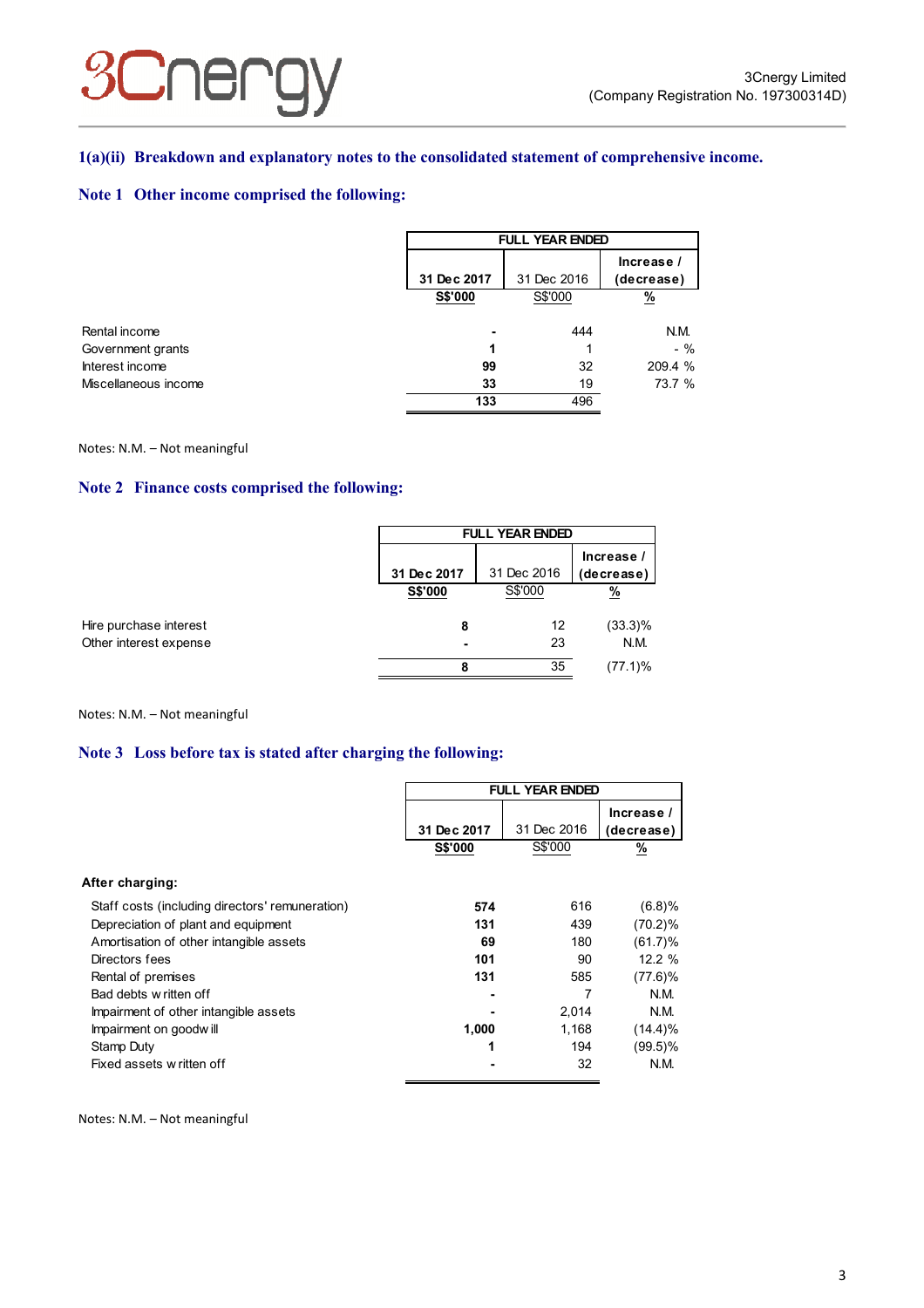## 1(a)(ii) Breakdown and explanatory notes to the consolidated statement of comprehensive income.

### Note 1 Other income comprised the following:

| | FULL YEAR ENDED | | |
|---|---|---|---|
| | **31 Dec 2017** | 31 Dec 2016 | **Increase / (decrease)** |
| | **S$'000** | S$'000 | **%** |
| Rental income | **-** | 444 | N.M. |
| Government grants | **1** | 1 | - % |
| Interest income | **99** | 32 | 209.4 % |
| Miscellaneous income | **33** | 19 | 73.7 % |
| | **133** | 496 | |

Notes: N.M. – Not meaningful

### Note 2 Finance costs comprised the following:

| | FULL YEAR ENDED | | |
|---|---|---|---|
| | **31 Dec 2017** | 31 Dec 2016 | **Increase / (decrease)** |
| | **S$'000** | S$'000 | **%** |
| Hire purchase interest | **8** | 12 | (33.3)% |
| Other interest expense | **-** | 23 | N.M. |
| | **8** | 35 | (77.1)% |

Notes: N.M. – Not meaningful

### Note 3 Loss before tax is stated after charging the following:

| | FULL YEAR ENDED | | |
|---|---|---|---|
| | **31 Dec 2017** | 31 Dec 2016 | **Increase / (decrease)** |
| | **S$'000** | S$'000 | **%** |
| **After charging:** | | | |
| Staff costs (including directors' remuneration) | **574** | 616 | (6.8)% |
| Depreciation of plant and equipment | **131** | 439 | (70.2)% |
| Amortisation of other intangible assets | **69** | 180 | (61.7)% |
| Directors fees | **101** | 90 | 12.2 % |
| Rental of premises | **131** | 585 | (77.6)% |
| Bad debts written off | **-** | 7 | N.M. |
| Impairment of other intangible assets | **-** | 2,014 | N.M. |
| Impairment on goodwill | **1,000** | 1,168 | (14.4)% |
| Stamp Duty | **1** | 194 | (99.5)% |
| Fixed assets written off | **-** | 32 | N.M. |

Notes: N.M. – Not meaningful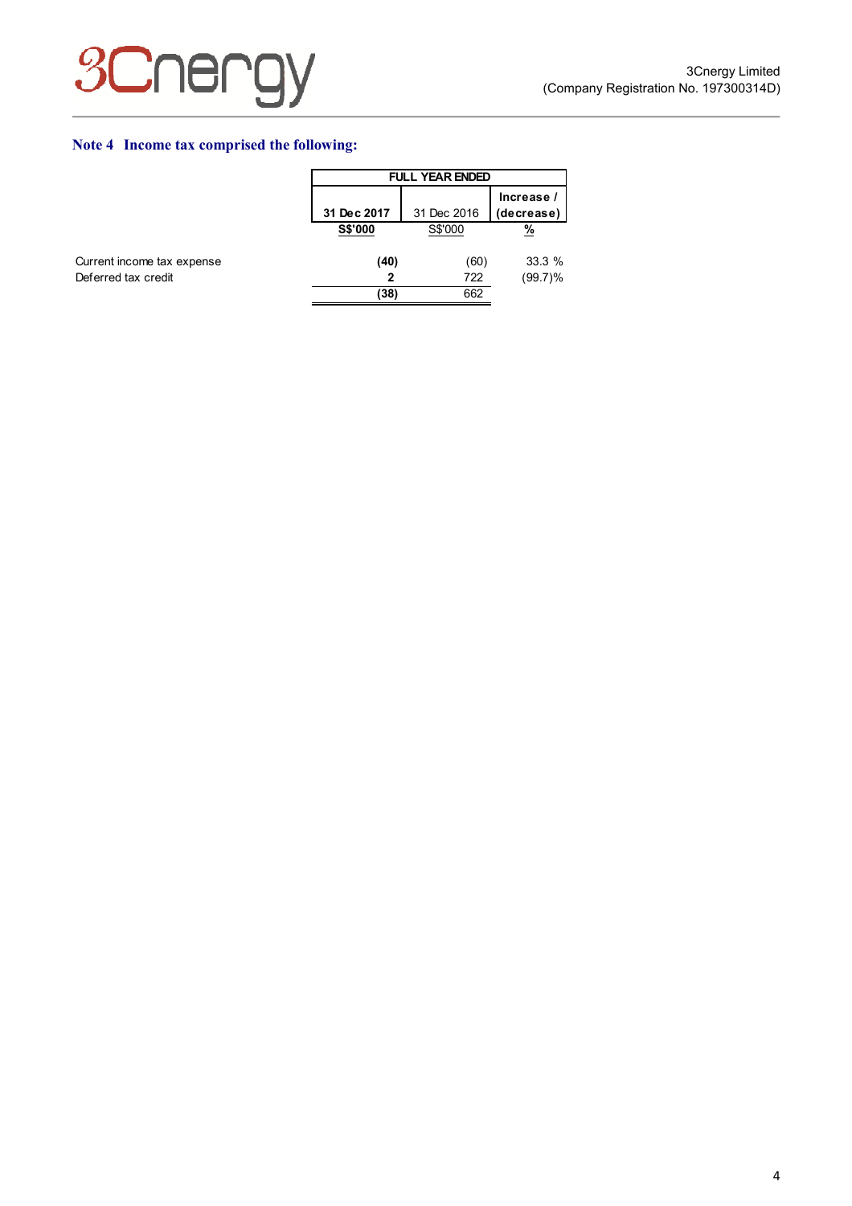## Note 4 Income tax comprised the following:

| | FULL YEAR ENDED | | |
|---|---|---|---|
| | **31 Dec 2017** | 31 Dec 2016 | **Increase / (decrease)** |
| | **S$'000** | S$'000 | **%** |
| Current income tax expense | **(40)** | (60) | 33.3 % |
| Deferred tax credit | **2** | 722 | (99.7)% |
| | **(38)** | 662 | |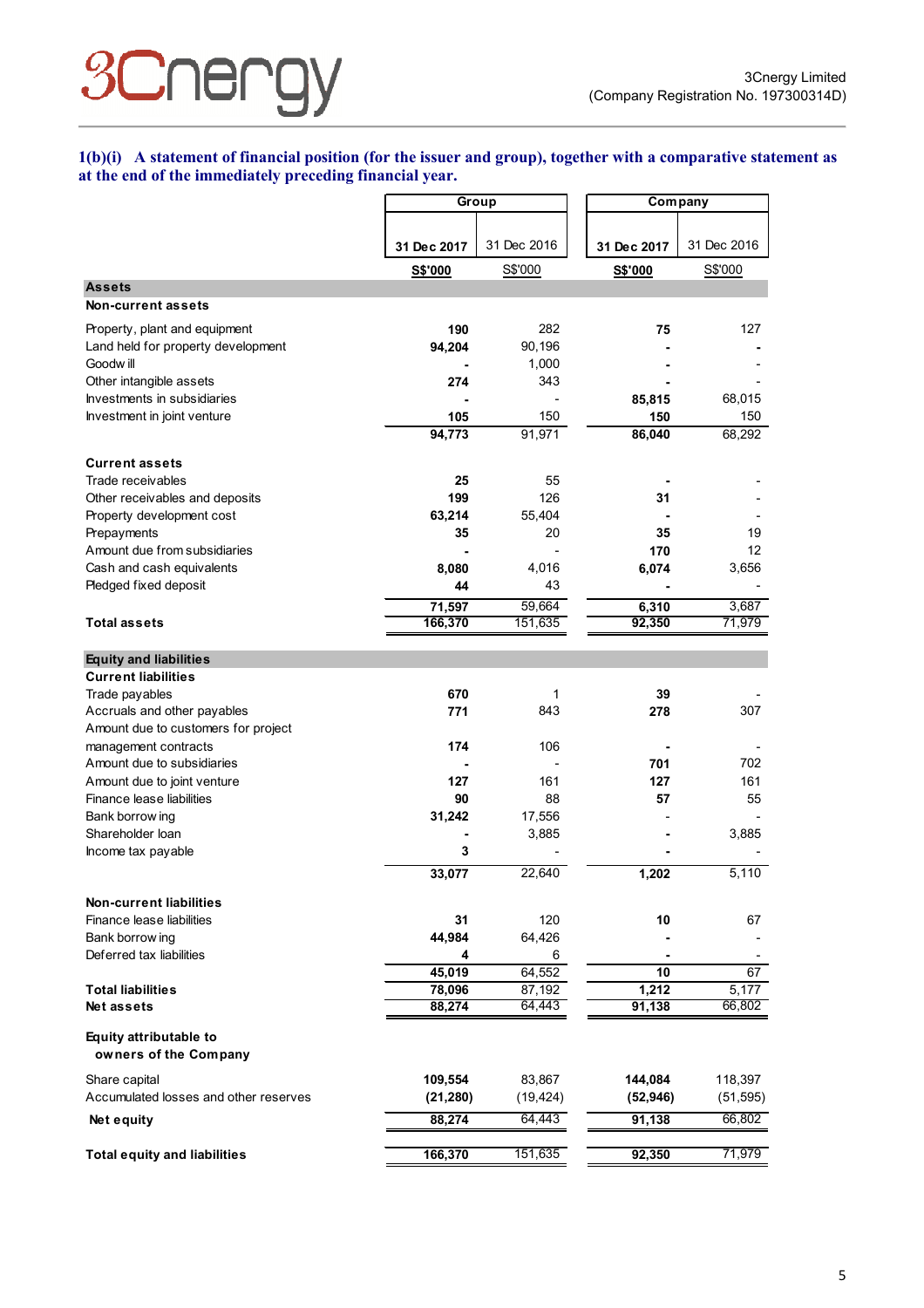3Cnergy Limited
(Company Registration No. 197300314D)

### 1(b)(i) A statement of financial position (for the issuer and group), together with a comparative statement as at the end of the immediately preceding financial year.

| | Group | | Company | |
|---|---|---|---|---|
| | **31 Dec 2017** | 31 Dec 2016 | **31 Dec 2017** | 31 Dec 2016 |
| | **S$'000** | S$'000 | **S$'000** | S$'000 |
| **Assets** | | | | |
| **Non-current assets** | | | | |
| Property, plant and equipment | **190** | 282 | **75** | 127 |
| Land held for property development | **94,204** | 90,196 | **-** | - |
| Goodwill | **-** | 1,000 | **-** | - |
| Other intangible assets | **274** | 343 | **-** | - |
| Investments in subsidiaries | **-** | - | **85,815** | 68,015 |
| Investment in joint venture | **105** | 150 | **150** | 150 |
| | **94,773** | 91,971 | **86,040** | 68,292 |
| **Current assets** | | | | |
| Trade receivables | **25** | 55 | **-** | - |
| Other receivables and deposits | **199** | 126 | **31** | - |
| Property development cost | **63,214** | 55,404 | **-** | - |
| Prepayments | **35** | 20 | **35** | 19 |
| Amount due from subsidiaries | **-** | - | **170** | 12 |
| Cash and cash equivalents | **8,080** | 4,016 | **6,074** | 3,656 |
| Pledged fixed deposit | **44** | 43 | **-** | - |
| | **71,597** | 59,664 | **6,310** | 3,687 |
| **Total assets** | **166,370** | 151,635 | **92,350** | 71,979 |
| **Equity and liabilities** | | | | |
| **Current liabilities** | | | | |
| Trade payables | **670** | 1 | **39** | - |
| Accruals and other payables | **771** | 843 | **278** | 307 |
| Amount due to customers for project management contracts | **174** | 106 | **-** | - |
| Amount due to subsidiaries | **-** | - | **701** | 702 |
| Amount due to joint venture | **127** | 161 | **127** | 161 |
| Finance lease liabilities | **90** | 88 | **57** | 55 |
| Bank borrowing | **31,242** | 17,556 | - | - |
| Shareholder loan | **-** | 3,885 | **-** | 3,885 |
| Income tax payable | **3** | - | **-** | - |
| | **33,077** | 22,640 | **1,202** | 5,110 |
| **Non-current liabilities** | | | | |
| Finance lease liabilities | **31** | 120 | **10** | 67 |
| Bank borrowing | **44,984** | 64,426 | **-** | - |
| Deferred tax liabilities | **4** | 6 | **-** | - |
| | **45,019** | 64,552 | **10** | 67 |
| **Total liabilities** | **78,096** | 87,192 | **1,212** | 5,177 |
| **Net assets** | **88,274** | 64,443 | **91,138** | 66,802 |
| **Equity attributable to owners of the Company** | | | | |
| Share capital | **109,554** | 83,867 | **144,084** | 118,397 |
| Accumulated losses and other reserves | **(21,280)** | (19,424) | **(52,946)** | (51,595) |
| **Net equity** | **88,274** | 64,443 | **91,138** | 66,802 |
| **Total equity and liabilities** | **166,370** | 151,635 | **92,350** | 71,979 |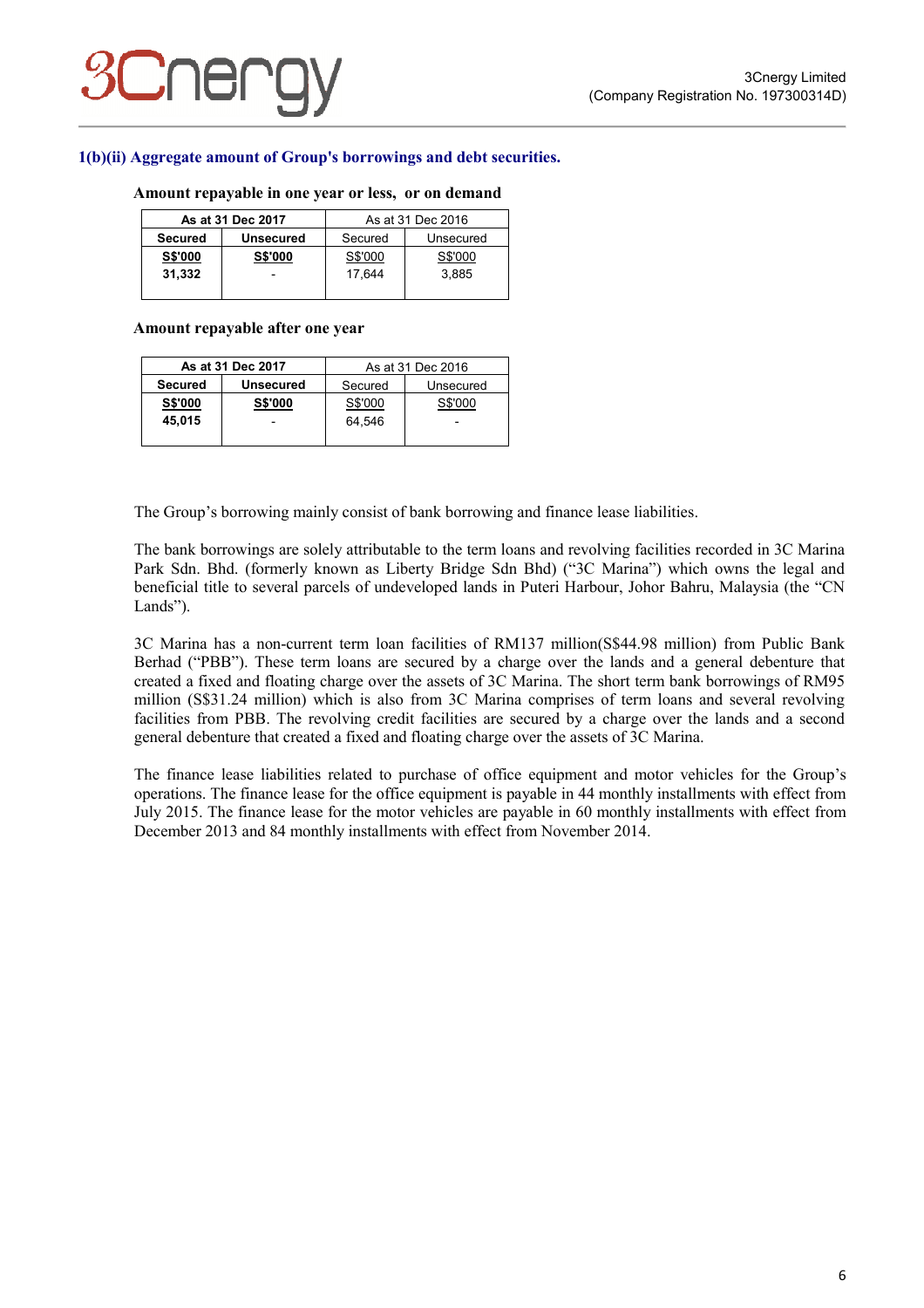## 1(b)(ii) Aggregate amount of Group's borrowings and debt securities.

**Amount repayable in one year or less, or on demand**

| **As at 31 Dec 2017** | | As at 31 Dec 2016 | |
|---|---|---|---|
| **Secured** | **Unsecured** | Secured | Unsecured |
| **S$'000** | **S$'000** | S$'000 | S$'000 |
| **31,332** | - | 17,644 | 3,885 |

**Amount repayable after one year**

| **As at 31 Dec 2017** | | As at 31 Dec 2016 | |
|---|---|---|---|
| **Secured** | **Unsecured** | Secured | Unsecured |
| **S$'000** | **S$'000** | S$'000 | S$'000 |
| **45,015** | - | 64,546 | - |

The Group's borrowing mainly consist of bank borrowing and finance lease liabilities.

The bank borrowings are solely attributable to the term loans and revolving facilities recorded in 3C Marina Park Sdn. Bhd. (formerly known as Liberty Bridge Sdn Bhd) ("3C Marina") which owns the legal and beneficial title to several parcels of undeveloped lands in Puteri Harbour, Johor Bahru, Malaysia (the "CN Lands").

3C Marina has a non-current term loan facilities of RM137 million(S$44.98 million) from Public Bank Berhad ("PBB"). These term loans are secured by a charge over the lands and a general debenture that created a fixed and floating charge over the assets of 3C Marina. The short term bank borrowings of RM95 million (S$31.24 million) which is also from 3C Marina comprises of term loans and several revolving facilities from PBB. The revolving credit facilities are secured by a charge over the lands and a second general debenture that created a fixed and floating charge over the assets of 3C Marina.

The finance lease liabilities related to purchase of office equipment and motor vehicles for the Group's operations. The finance lease for the office equipment is payable in 44 monthly installments with effect from July 2015. The finance lease for the motor vehicles are payable in 60 monthly installments with effect from December 2013 and 84 monthly installments with effect from November 2014.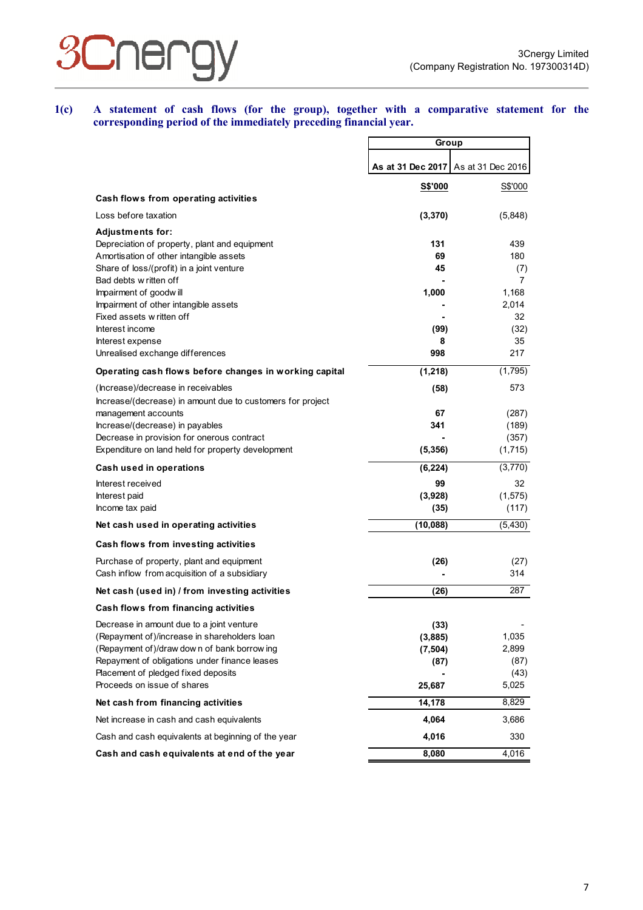3Cnergy Limited
(Company Registration No. 197300314D)

**1(c) A statement of cash flows (for the group), together with a comparative statement for the corresponding period of the immediately preceding financial year.**

| | Group | |
|---|---|---|
| | **As at 31 Dec 2017** | As at 31 Dec 2016 |
| | **S$'000** | S$'000 |
| **Cash flows from operating activities** | | |
| Loss before taxation | **(3,370)** | (5,848) |
| **Adjustments for:** | | |
| Depreciation of property, plant and equipment | **131** | 439 |
| Amortisation of other intangible assets | **69** | 180 |
| Share of loss/(profit) in a joint venture | **45** | (7) |
| Bad debts written off | **-** | 7 |
| Impairment of goodwill | **1,000** | 1,168 |
| Impairment of other intangible assets | **-** | 2,014 |
| Fixed assets written off | **-** | 32 |
| Interest income | **(99)** | (32) |
| Interest expense | **8** | 35 |
| Unrealised exchange differences | **998** | 217 |
| **Operating cash flows before changes in working capital** | **(1,218)** | (1,795) |
| (Increase)/decrease in receivables | **(58)** | 573 |
| Increase/(decrease) in amount due to customers for project management accounts | **67** | (287) |
| Increase/(decrease) in payables | **341** | (189) |
| Decrease in provision for onerous contract | **-** | (357) |
| Expenditure on land held for property development | **(5,356)** | (1,715) |
| **Cash used in operations** | **(6,224)** | (3,770) |
| Interest received | **99** | 32 |
| Interest paid | **(3,928)** | (1,575) |
| Income tax paid | **(35)** | (117) |
| **Net cash used in operating activities** | **(10,088)** | (5,430) |
| **Cash flows from investing activities** | | |
| Purchase of property, plant and equipment | **(26)** | (27) |
| Cash inflow from acquisition of a subsidiary | **-** | 314 |
| **Net cash (used in) / from investing activities** | **(26)** | 287 |
| **Cash flows from financing activities** | | |
| Decrease in amount due to a joint venture | **(33)** | - |
| (Repayment of)/increase in shareholders loan | **(3,885)** | 1,035 |
| (Repayment of)/drawdown of bank borrowing | **(7,504)** | 2,899 |
| Repayment of obligations under finance leases | **(87)** | (87) |
| Placement of pledged fixed deposits | **-** | (43) |
| Proceeds on issue of shares | **25,687** | 5,025 |
| **Net cash from financing activities** | **14,178** | 8,829 |
| Net increase in cash and cash equivalents | **4,064** | 3,686 |
| Cash and cash equivalents at beginning of the year | **4,016** | 330 |
| **Cash and cash equivalents at end of the year** | **8,080** | 4,016 |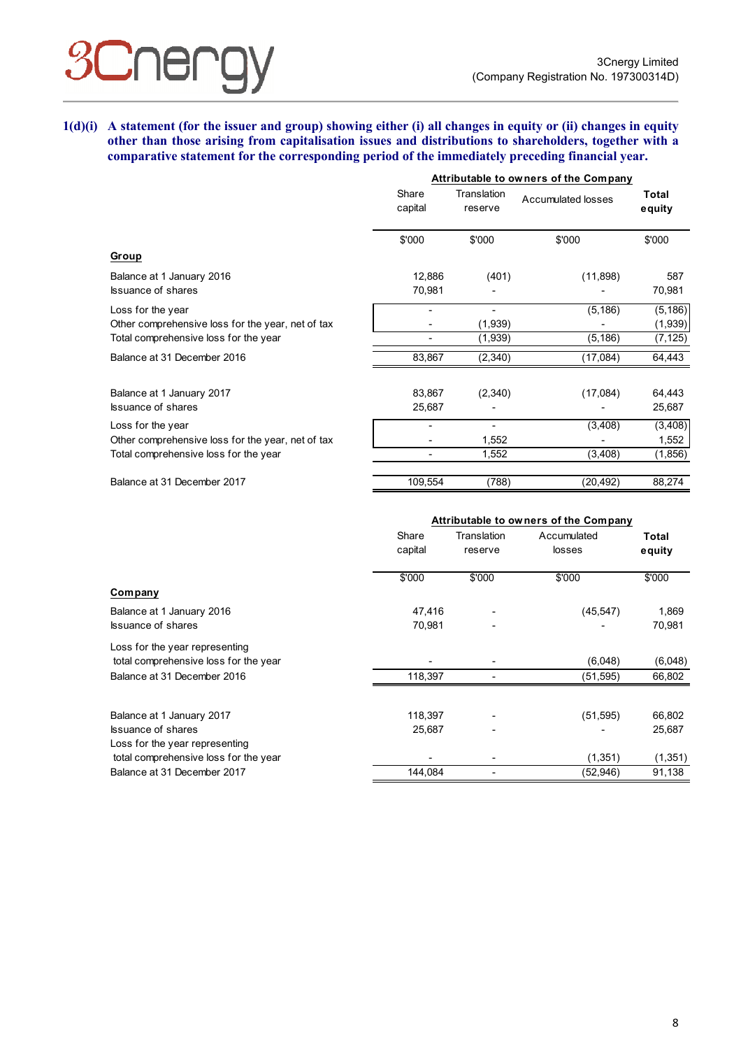**1(d)(i) A statement (for the issuer and group) showing either (i) all changes in equity or (ii) changes in equity other than those arising from capitalisation issues and distributions to shareholders, together with a comparative statement for the corresponding period of the immediately preceding financial year.**

| | Attributable to owners of the Company | | | |
|---|---|---|---|---|
| | Share capital | Translation reserve | Accumulated losses | Total equity |
| | $'000 | $'000 | $'000 | $'000 |
| **Group** | | | | |
| Balance at 1 January 2016 | 12,886 | (401) | (11,898) | 587 |
| Issuance of shares | 70,981 | - | - | 70,981 |
| Loss for the year | - | - | (5,186) | (5,186) |
| Other comprehensive loss for the year, net of tax | - | (1,939) | - | (1,939) |
| Total comprehensive loss for the year | - | (1,939) | (5,186) | (7,125) |
| Balance at 31 December 2016 | 83,867 | (2,340) | (17,084) | 64,443 |
| | | | | |
| Balance at 1 January 2017 | 83,867 | (2,340) | (17,084) | 64,443 |
| Issuance of shares | 25,687 | - | - | 25,687 |
| Loss for the year | - | - | (3,408) | (3,408) |
| Other comprehensive loss for the year, net of tax | - | 1,552 | - | 1,552 |
| Total comprehensive loss for the year | - | 1,552 | (3,408) | (1,856) |
| Balance at 31 December 2017 | 109,554 | (788) | (20,492) | 88,274 |

| | Attributable to owners of the Company | | | |
|---|---|---|---|---|
| | Share capital | Translation reserve | Accumulated losses | Total equity |
| | $'000 | $'000 | $'000 | $'000 |
| **Company** | | | | |
| Balance at 1 January 2016 | 47,416 | - | (45,547) | 1,869 |
| Issuance of shares | 70,981 | - | - | 70,981 |
| Loss for the year representing total comprehensive loss for the year | - | - | (6,048) | (6,048) |
| Balance at 31 December 2016 | 118,397 | - | (51,595) | 66,802 |
| | | | | |
| Balance at 1 January 2017 | 118,397 | - | (51,595) | 66,802 |
| Issuance of shares | 25,687 | - | - | 25,687 |
| Loss for the year representing total comprehensive loss for the year | - | - | (1,351) | (1,351) |
| Balance at 31 December 2017 | 144,084 | - | (52,946) | 91,138 |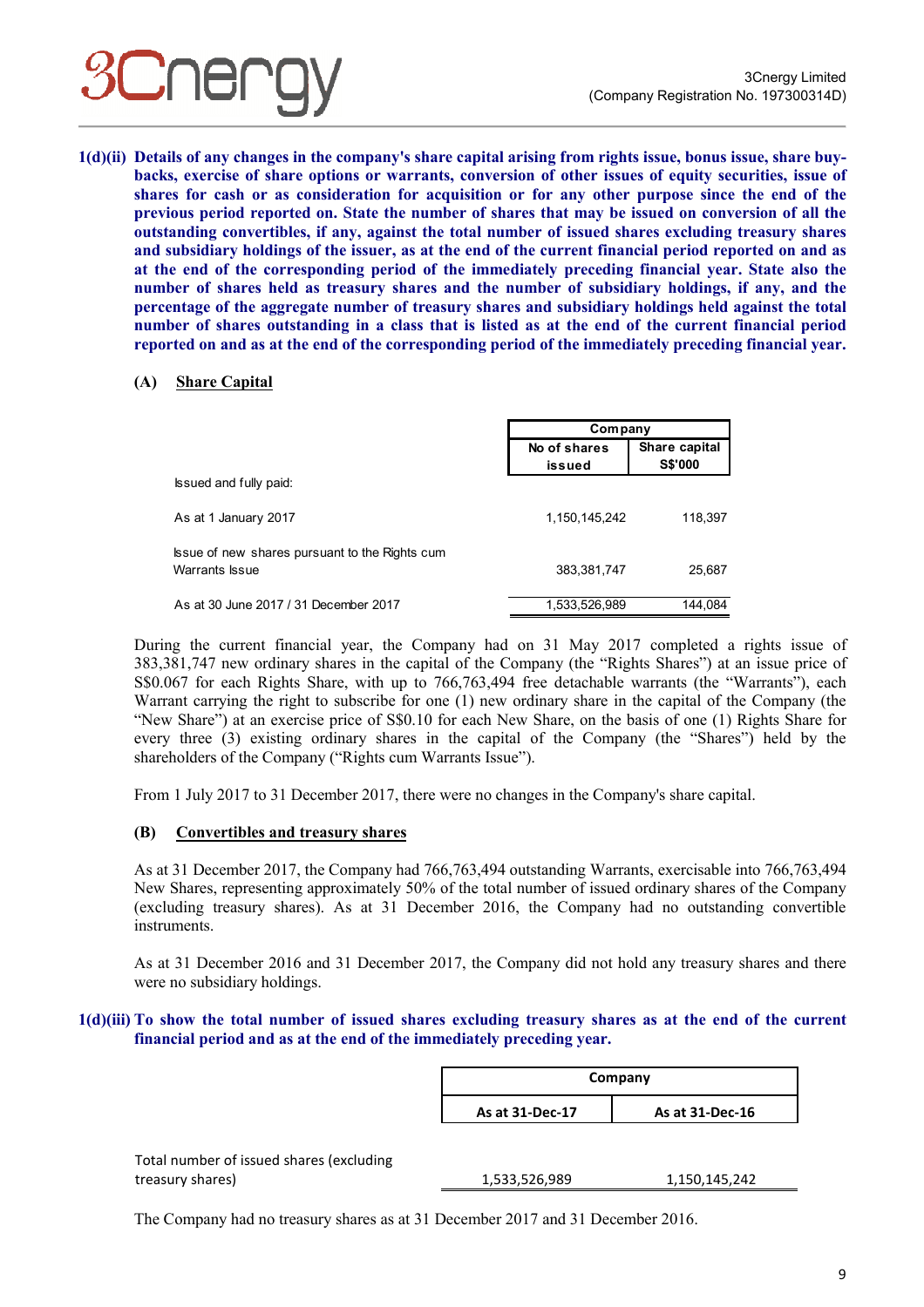**1(d)(ii) Details of any changes in the company's share capital arising from rights issue, bonus issue, share buy-backs, exercise of share options or warrants, conversion of other issues of equity securities, issue of shares for cash or as consideration for acquisition or for any other purpose since the end of the previous period reported on. State the number of shares that may be issued on conversion of all the outstanding convertibles, if any, against the total number of issued shares excluding treasury shares and subsidiary holdings of the issuer, as at the end of the current financial period reported on and as at the end of the corresponding period of the immediately preceding financial year. State also the number of shares held as treasury shares and the number of subsidiary holdings, if any, and the percentage of the aggregate number of treasury shares and subsidiary holdings held against the total number of shares outstanding in a class that is listed as at the end of the current financial period reported on and as at the end of the corresponding period of the immediately preceding financial year.**

**(A) Share Capital**

| | Company | |
|---|---|---|
| | No of shares issued | Share capital S$'000 |
| Issued and fully paid: | | |
| As at 1 January 2017 | 1,150,145,242 | 118,397 |
| Issue of new shares pursuant to the Rights cum Warrants Issue | 383,381,747 | 25,687 |
| As at 30 June 2017 / 31 December 2017 | 1,533,526,989 | 144,084 |

During the current financial year, the Company had on 31 May 2017 completed a rights issue of 383,381,747 new ordinary shares in the capital of the Company (the "Rights Shares") at an issue price of S$0.067 for each Rights Share, with up to 766,763,494 free detachable warrants (the "Warrants"), each Warrant carrying the right to subscribe for one (1) new ordinary share in the capital of the Company (the "New Share") at an exercise price of S$0.10 for each New Share, on the basis of one (1) Rights Share for every three (3) existing ordinary shares in the capital of the Company (the "Shares") held by the shareholders of the Company ("Rights cum Warrants Issue").

From 1 July 2017 to 31 December 2017, there were no changes in the Company's share capital.

**(B) Convertibles and treasury shares**

As at 31 December 2017, the Company had 766,763,494 outstanding Warrants, exercisable into 766,763,494 New Shares, representing approximately 50% of the total number of issued ordinary shares of the Company (excluding treasury shares). As at 31 December 2016, the Company had no outstanding convertible instruments.

As at 31 December 2016 and 31 December 2017, the Company did not hold any treasury shares and there were no subsidiary holdings.

**1(d)(iii) To show the total number of issued shares excluding treasury shares as at the end of the current financial period and as at the end of the immediately preceding year.**

| | Company | |
|---|---|---|
| | As at 31-Dec-17 | As at 31-Dec-16 |
| Total number of issued shares (excluding treasury shares) | 1,533,526,989 | 1,150,145,242 |

The Company had no treasury shares as at 31 December 2017 and 31 December 2016.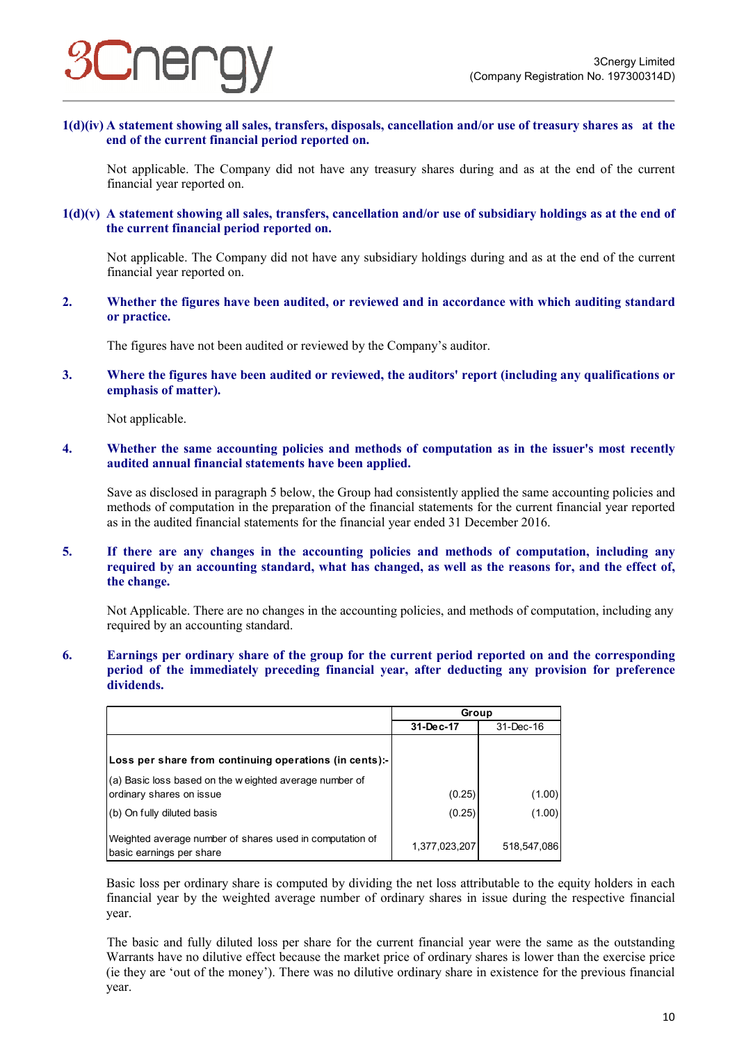**1(d)(iv) A statement showing all sales, transfers, disposals, cancellation and/or use of treasury shares as at the end of the current financial period reported on.**

Not applicable. The Company did not have any treasury shares during and as at the end of the current financial year reported on.

**1(d)(v) A statement showing all sales, transfers, cancellation and/or use of subsidiary holdings as at the end of the current financial period reported on.**

Not applicable. The Company did not have any subsidiary holdings during and as at the end of the current financial year reported on.

**2. Whether the figures have been audited, or reviewed and in accordance with which auditing standard or practice.**

The figures have not been audited or reviewed by the Company's auditor.

**3. Where the figures have been audited or reviewed, the auditors' report (including any qualifications or emphasis of matter).**

Not applicable.

**4. Whether the same accounting policies and methods of computation as in the issuer's most recently audited annual financial statements have been applied.**

Save as disclosed in paragraph 5 below, the Group had consistently applied the same accounting policies and methods of computation in the preparation of the financial statements for the current financial year reported as in the audited financial statements for the financial year ended 31 December 2016.

**5. If there are any changes in the accounting policies and methods of computation, including any required by an accounting standard, what has changed, as well as the reasons for, and the effect of, the change.**

Not Applicable. There are no changes in the accounting policies, and methods of computation, including any required by an accounting standard.

**6. Earnings per ordinary share of the group for the current period reported on and the corresponding period of the immediately preceding financial year, after deducting any provision for preference dividends.**

| | Group | |
|---|---|---|
| | **31-Dec-17** | 31-Dec-16 |
| **Loss per share from continuing operations (in cents):-** | | |
| (a) Basic loss based on the weighted average number of ordinary shares on issue | (0.25) | (1.00) |
| (b) On fully diluted basis | (0.25) | (1.00) |
| Weighted average number of shares used in computation of basic earnings per share | 1,377,023,207 | 518,547,086 |

Basic loss per ordinary share is computed by dividing the net loss attributable to the equity holders in each financial year by the weighted average number of ordinary shares in issue during the respective financial year.

The basic and fully diluted loss per share for the current financial year were the same as the outstanding Warrants have no dilutive effect because the market price of ordinary shares is lower than the exercise price (ie they are 'out of the money'). There was no dilutive ordinary share in existence for the previous financial year.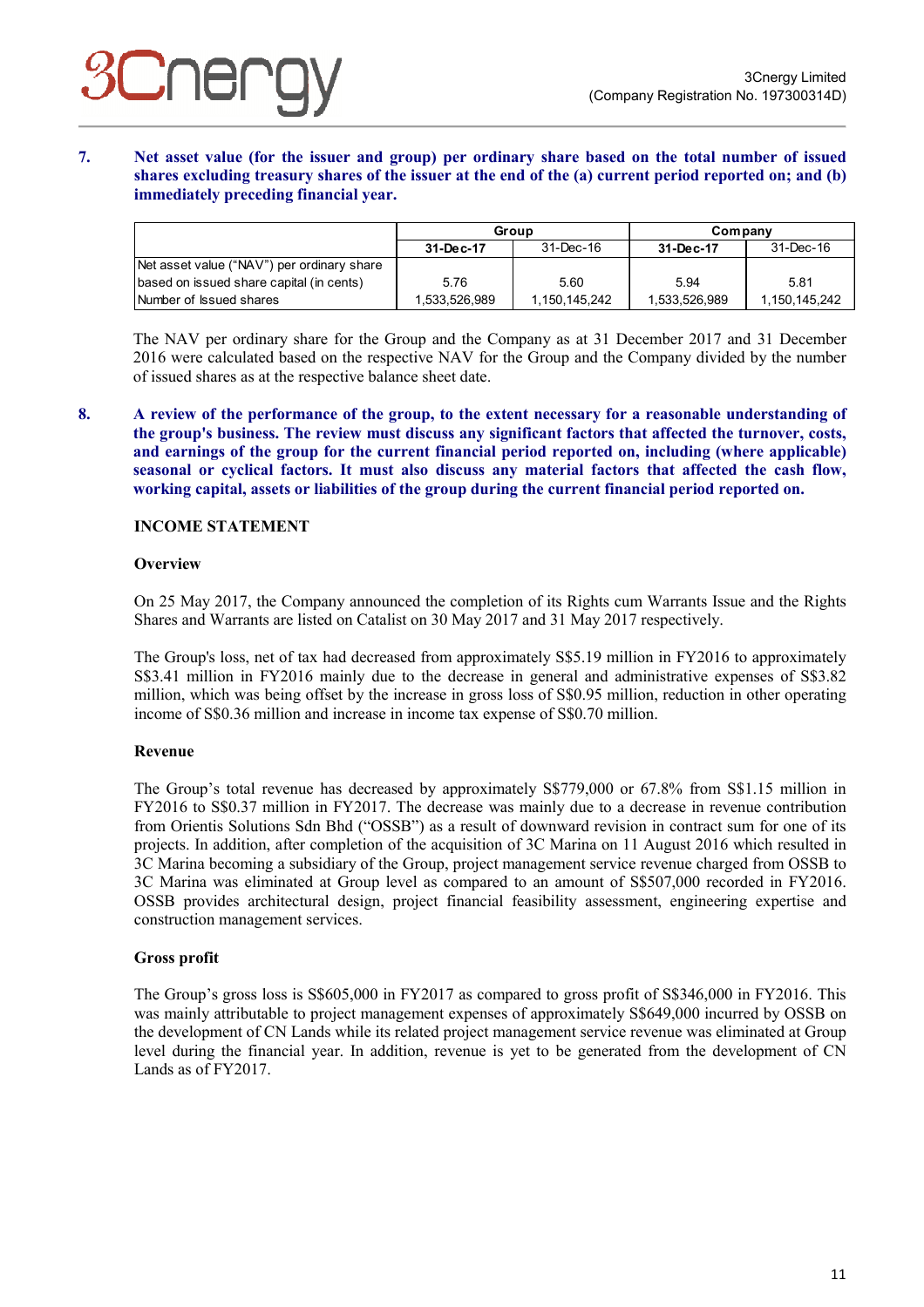**7. Net asset value (for the issuer and group) per ordinary share based on the total number of issued shares excluding treasury shares of the issuer at the end of the (a) current period reported on; and (b) immediately preceding financial year.**

| | Group | | Company | |
|---|---|---|---|---|
| | **31-Dec-17** | 31-Dec-16 | **31-Dec-17** | 31-Dec-16 |
| Net asset value ("NAV") per ordinary share based on issued share capital (in cents) | 5.76 | 5.60 | 5.94 | 5.81 |
| Number of Issued shares | 1,533,526,989 | 1,150,145,242 | 1,533,526,989 | 1,150,145,242 |

The NAV per ordinary share for the Group and the Company as at 31 December 2017 and 31 December 2016 were calculated based on the respective NAV for the Group and the Company divided by the number of issued shares as at the respective balance sheet date.

**8. A review of the performance of the group, to the extent necessary for a reasonable understanding of the group's business. The review must discuss any significant factors that affected the turnover, costs, and earnings of the group for the current financial period reported on, including (where applicable) seasonal or cyclical factors. It must also discuss any material factors that affected the cash flow, working capital, assets or liabilities of the group during the current financial period reported on.**

**INCOME STATEMENT**

**Overview**

On 25 May 2017, the Company announced the completion of its Rights cum Warrants Issue and the Rights Shares and Warrants are listed on Catalist on 30 May 2017 and 31 May 2017 respectively.

The Group's loss, net of tax had decreased from approximately S$5.19 million in FY2016 to approximately S$3.41 million in FY2016 mainly due to the decrease in general and administrative expenses of S$3.82 million, which was being offset by the increase in gross loss of S$0.95 million, reduction in other operating income of S$0.36 million and increase in income tax expense of S$0.70 million.

**Revenue**

The Group's total revenue has decreased by approximately S$779,000 or 67.8% from S$1.15 million in FY2016 to S$0.37 million in FY2017. The decrease was mainly due to a decrease in revenue contribution from Orientis Solutions Sdn Bhd ("OSSB") as a result of downward revision in contract sum for one of its projects. In addition, after completion of the acquisition of 3C Marina on 11 August 2016 which resulted in 3C Marina becoming a subsidiary of the Group, project management service revenue charged from OSSB to 3C Marina was eliminated at Group level as compared to an amount of S$507,000 recorded in FY2016. OSSB provides architectural design, project financial feasibility assessment, engineering expertise and construction management services.

**Gross profit**

The Group's gross loss is S$605,000 in FY2017 as compared to gross profit of S$346,000 in FY2016. This was mainly attributable to project management expenses of approximately S$649,000 incurred by OSSB on the development of CN Lands while its related project management service revenue was eliminated at Group level during the financial year. In addition, revenue is yet to be generated from the development of CN Lands as of FY2017.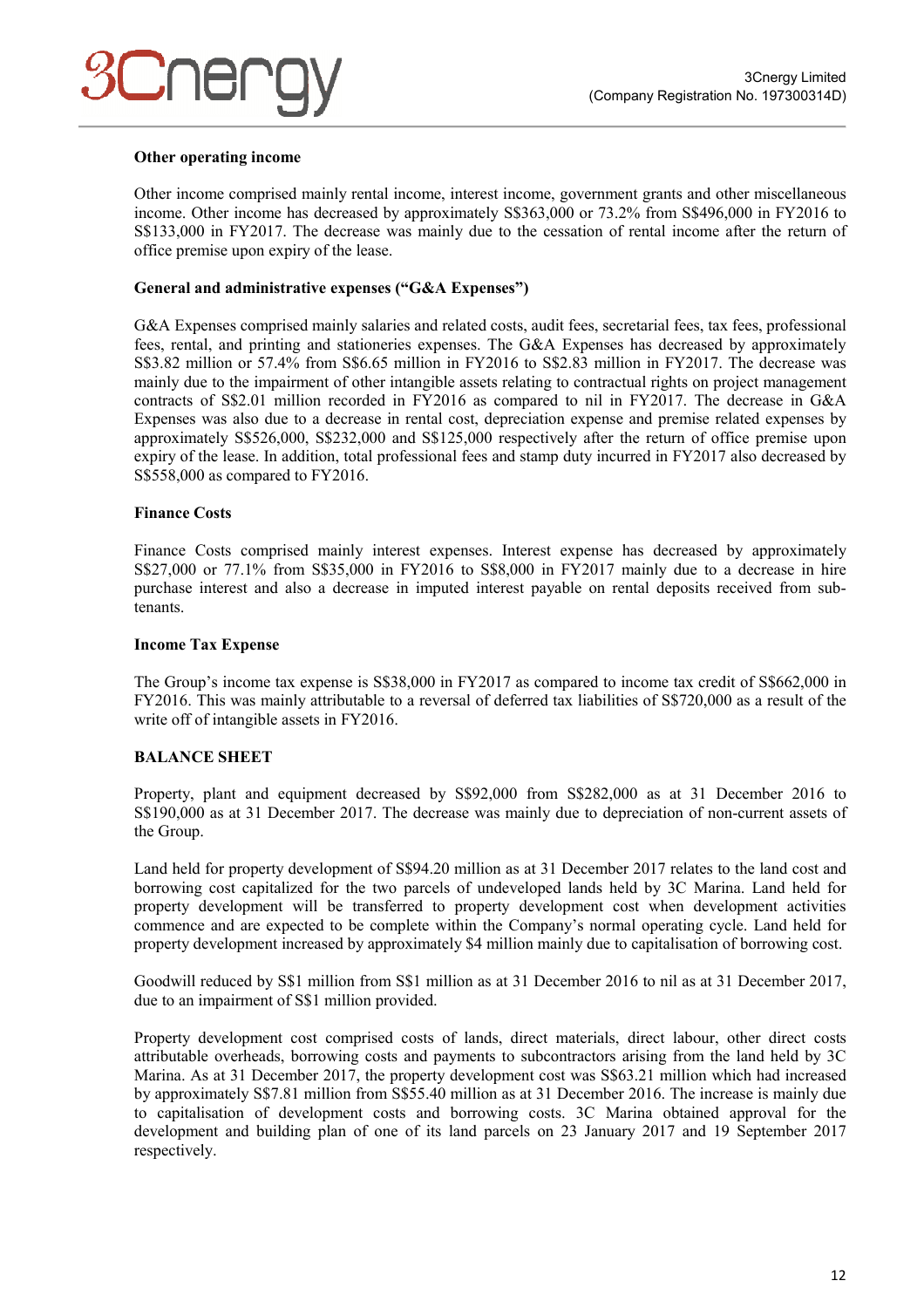**Other operating income**

Other income comprised mainly rental income, interest income, government grants and other miscellaneous income. Other income has decreased by approximately S$363,000 or 73.2% from S$496,000 in FY2016 to S$133,000 in FY2017. The decrease was mainly due to the cessation of rental income after the return of office premise upon expiry of the lease.

**General and administrative expenses ("G&A Expenses")**

G&A Expenses comprised mainly salaries and related costs, audit fees, secretarial fees, tax fees, professional fees, rental, and printing and stationeries expenses. The G&A Expenses has decreased by approximately S$3.82 million or 57.4% from S$6.65 million in FY2016 to S$2.83 million in FY2017. The decrease was mainly due to the impairment of other intangible assets relating to contractual rights on project management contracts of S$2.01 million recorded in FY2016 as compared to nil in FY2017. The decrease in G&A Expenses was also due to a decrease in rental cost, depreciation expense and premise related expenses by approximately S$526,000, S$232,000 and S$125,000 respectively after the return of office premise upon expiry of the lease. In addition, total professional fees and stamp duty incurred in FY2017 also decreased by S$558,000 as compared to FY2016.

**Finance Costs**

Finance Costs comprised mainly interest expenses. Interest expense has decreased by approximately S$27,000 or 77.1% from S$35,000 in FY2016 to S$8,000 in FY2017 mainly due to a decrease in hire purchase interest and also a decrease in imputed interest payable on rental deposits received from sub-tenants.

**Income Tax Expense**

The Group's income tax expense is S$38,000 in FY2017 as compared to income tax credit of S$662,000 in FY2016. This was mainly attributable to a reversal of deferred tax liabilities of S$720,000 as a result of the write off of intangible assets in FY2016.

**BALANCE SHEET**

Property, plant and equipment decreased by S$92,000 from S$282,000 as at 31 December 2016 to S$190,000 as at 31 December 2017. The decrease was mainly due to depreciation of non-current assets of the Group.

Land held for property development of S$94.20 million as at 31 December 2017 relates to the land cost and borrowing cost capitalized for the two parcels of undeveloped lands held by 3C Marina. Land held for property development will be transferred to property development cost when development activities commence and are expected to be complete within the Company's normal operating cycle. Land held for property development increased by approximately $4 million mainly due to capitalisation of borrowing cost.

Goodwill reduced by S$1 million from S$1 million as at 31 December 2016 to nil as at 31 December 2017, due to an impairment of S$1 million provided.

Property development cost comprised costs of lands, direct materials, direct labour, other direct costs attributable overheads, borrowing costs and payments to subcontractors arising from the land held by 3C Marina. As at 31 December 2017, the property development cost was S$63.21 million which had increased by approximately S$7.81 million from S$55.40 million as at 31 December 2016. The increase is mainly due to capitalisation of development costs and borrowing costs. 3C Marina obtained approval for the development and building plan of one of its land parcels on 23 January 2017 and 19 September 2017 respectively.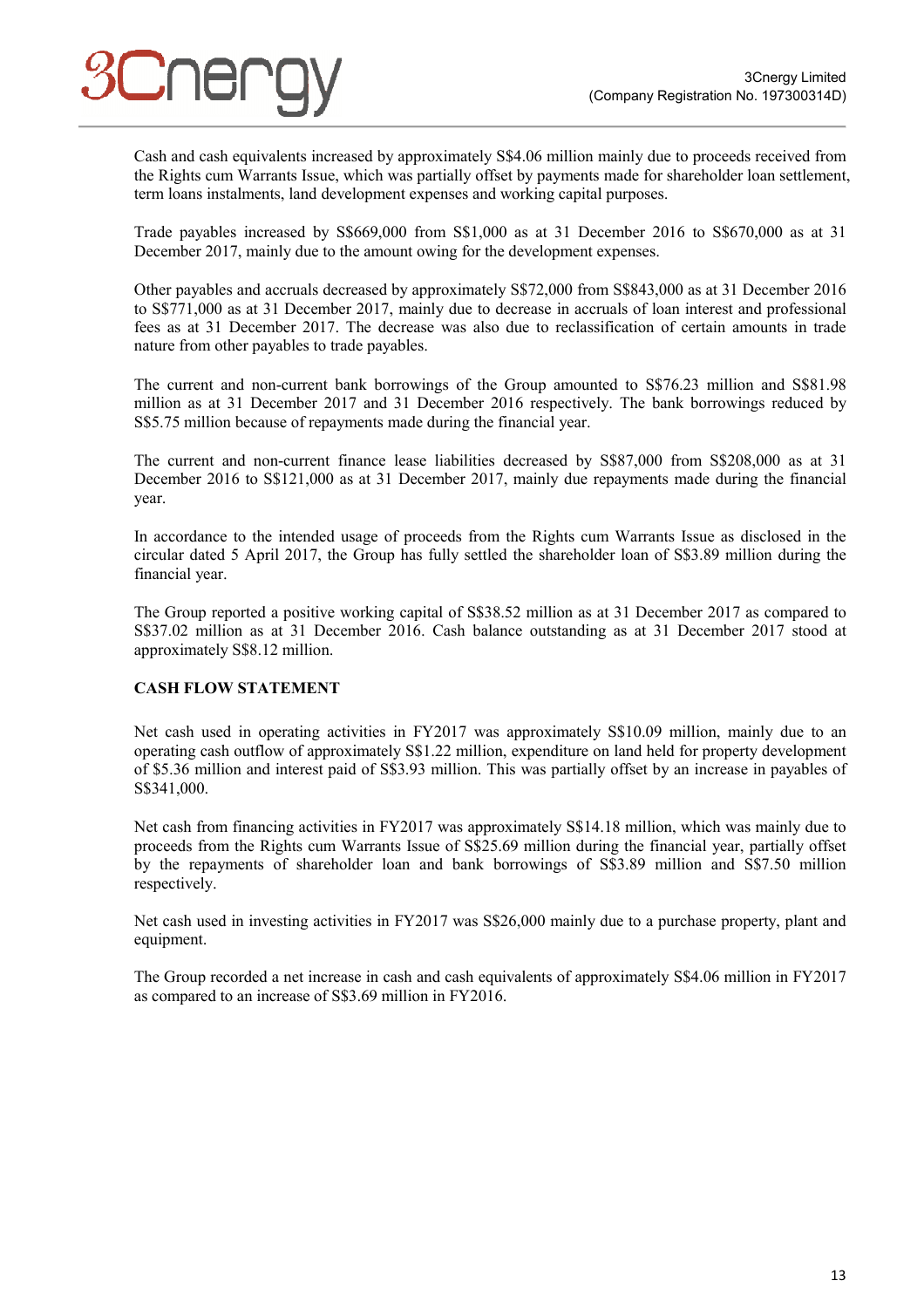Cash and cash equivalents increased by approximately S$4.06 million mainly due to proceeds received from the Rights cum Warrants Issue, which was partially offset by payments made for shareholder loan settlement, term loans instalments, land development expenses and working capital purposes.

Trade payables increased by S$669,000 from S$1,000 as at 31 December 2016 to S$670,000 as at 31 December 2017, mainly due to the amount owing for the development expenses.

Other payables and accruals decreased by approximately S$72,000 from S$843,000 as at 31 December 2016 to S$771,000 as at 31 December 2017, mainly due to decrease in accruals of loan interest and professional fees as at 31 December 2017. The decrease was also due to reclassification of certain amounts in trade nature from other payables to trade payables.

The current and non-current bank borrowings of the Group amounted to S$76.23 million and S$81.98 million as at 31 December 2017 and 31 December 2016 respectively. The bank borrowings reduced by S$5.75 million because of repayments made during the financial year.

The current and non-current finance lease liabilities decreased by S$87,000 from S$208,000 as at 31 December 2016 to S$121,000 as at 31 December 2017, mainly due repayments made during the financial year.

In accordance to the intended usage of proceeds from the Rights cum Warrants Issue as disclosed in the circular dated 5 April 2017, the Group has fully settled the shareholder loan of S$3.89 million during the financial year.

The Group reported a positive working capital of S$38.52 million as at 31 December 2017 as compared to S$37.02 million as at 31 December 2016. Cash balance outstanding as at 31 December 2017 stood at approximately S$8.12 million.

**CASH FLOW STATEMENT**

Net cash used in operating activities in FY2017 was approximately S$10.09 million, mainly due to an operating cash outflow of approximately S$1.22 million, expenditure on land held for property development of $5.36 million and interest paid of S$3.93 million. This was partially offset by an increase in payables of S$341,000.

Net cash from financing activities in FY2017 was approximately S$14.18 million, which was mainly due to proceeds from the Rights cum Warrants Issue of S$25.69 million during the financial year, partially offset by the repayments of shareholder loan and bank borrowings of S$3.89 million and S$7.50 million respectively.

Net cash used in investing activities in FY2017 was S$26,000 mainly due to a purchase property, plant and equipment.

The Group recorded a net increase in cash and cash equivalents of approximately S$4.06 million in FY2017 as compared to an increase of S$3.69 million in FY2016.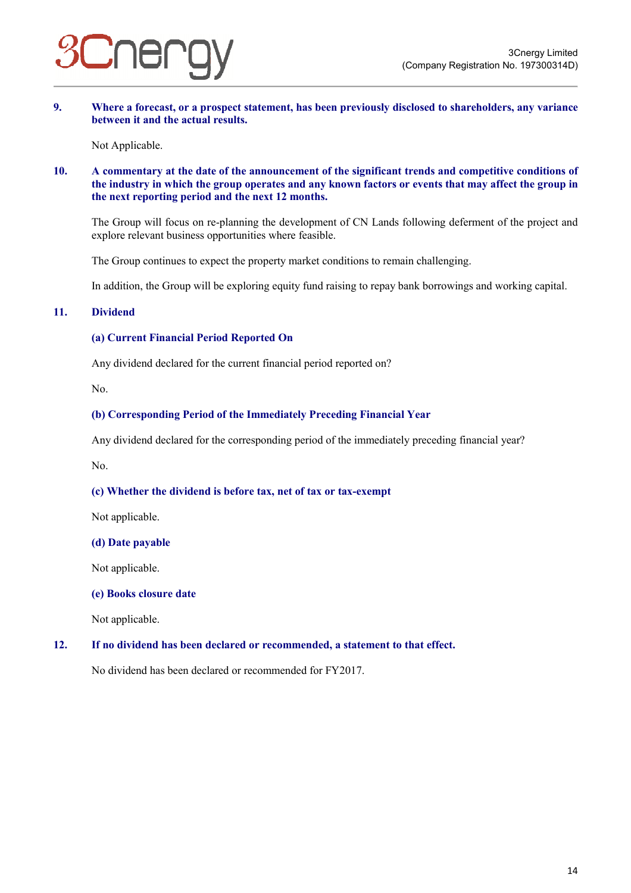**9. Where a forecast, or a prospect statement, has been previously disclosed to shareholders, any variance between it and the actual results.**

Not Applicable.

**10. A commentary at the date of the announcement of the significant trends and competitive conditions of the industry in which the group operates and any known factors or events that may affect the group in the next reporting period and the next 12 months.**

The Group will focus on re-planning the development of CN Lands following deferment of the project and explore relevant business opportunities where feasible.

The Group continues to expect the property market conditions to remain challenging.

In addition, the Group will be exploring equity fund raising to repay bank borrowings and working capital.

**11. Dividend**

**(a) Current Financial Period Reported On**

Any dividend declared for the current financial period reported on?

No.

**(b) Corresponding Period of the Immediately Preceding Financial Year**

Any dividend declared for the corresponding period of the immediately preceding financial year?

No.

**(c) Whether the dividend is before tax, net of tax or tax-exempt**

Not applicable.

**(d) Date payable**

Not applicable.

**(e) Books closure date**

Not applicable.

**12. If no dividend has been declared or recommended, a statement to that effect.**

No dividend has been declared or recommended for FY2017.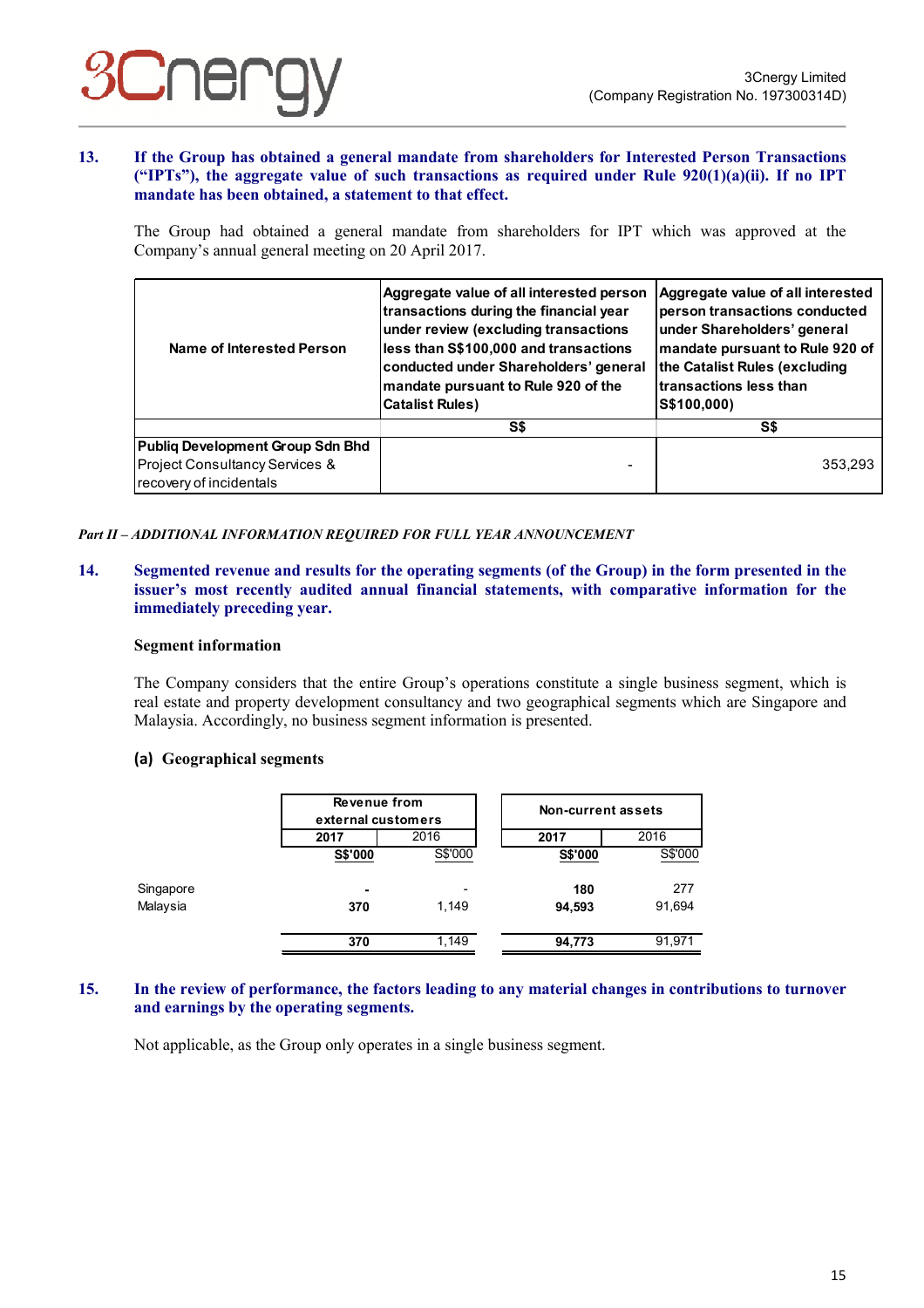**13. If the Group has obtained a general mandate from shareholders for Interested Person Transactions ("IPTs"), the aggregate value of such transactions as required under Rule 920(1)(a)(ii). If no IPT mandate has been obtained, a statement to that effect.**

The Group had obtained a general mandate from shareholders for IPT which was approved at the Company's annual general meeting on 20 April 2017.

| Name of Interested Person | Aggregate value of all interested person transactions during the financial year under review (excluding transactions less than S$100,000 and transactions conducted under Shareholders' general mandate pursuant to Rule 920 of the Catalist Rules) | Aggregate value of all interested person transactions conducted under Shareholders' general mandate pursuant to Rule 920 of the Catalist Rules (excluding transactions less than S$100,000) |
|---|---|---|
| | S$ | S$ |
| **Publiq Development Group Sdn Bhd** Project Consultancy Services & recovery of incidentals | - | 353,293 |

*Part II – ADDITIONAL INFORMATION REQUIRED FOR FULL YEAR ANNOUNCEMENT*

**14. Segmented revenue and results for the operating segments (of the Group) in the form presented in the issuer's most recently audited annual financial statements, with comparative information for the immediately preceding year.**

**Segment information**

The Company considers that the entire Group's operations constitute a single business segment, which is real estate and property development consultancy and two geographical segments which are Singapore and Malaysia. Accordingly, no business segment information is presented.

**(a) Geographical segments**

| | Revenue from external customers | | Non-current assets | |
|---|---|---|---|---|
| | **2017** | 2016 | **2017** | 2016 |
| | **S$'000** | S$'000 | **S$'000** | S$'000 |
| Singapore | **-** | - | **180** | 277 |
| Malaysia | **370** | 1,149 | **94,593** | 91,694 |
| | **370** | 1,149 | **94,773** | 91,971 |

**15. In the review of performance, the factors leading to any material changes in contributions to turnover and earnings by the operating segments.**

Not applicable, as the Group only operates in a single business segment.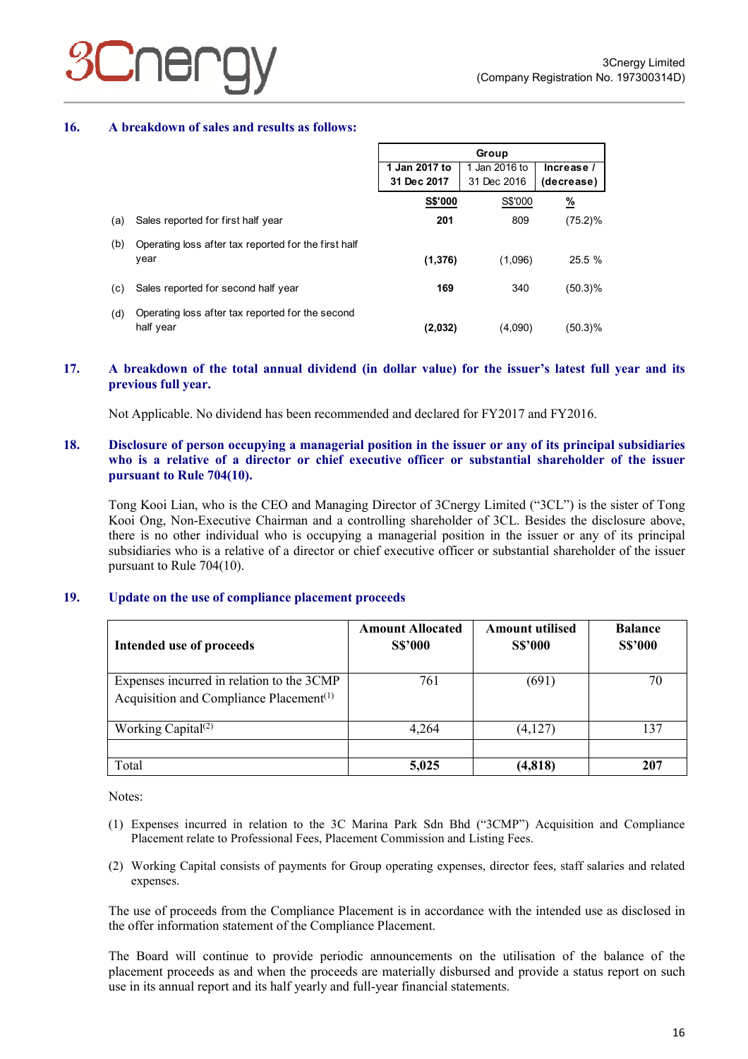## 16. A breakdown of sales and results as follows:

| | | Group | | |
|---|---|---|---|---|
| | | **1 Jan 2017 to 31 Dec 2017** | 1 Jan 2016 to 31 Dec 2016 | **Increase / (decrease)** |
| | | **S$'000** | S$'000 | **%** |
| (a) | Sales reported for first half year | **201** | 809 | (75.2)% |
| (b) | Operating loss after tax reported for the first half year | **(1,376)** | (1,096) | 25.5 % |
| (c) | Sales reported for second half year | **169** | 340 | (50.3)% |
| (d) | Operating loss after tax reported for the second half year | **(2,032)** | (4,090) | (50.3)% |

## 17. A breakdown of the total annual dividend (in dollar value) for the issuer's latest full year and its previous full year.

Not Applicable. No dividend has been recommended and declared for FY2017 and FY2016.

## 18. Disclosure of person occupying a managerial position in the issuer or any of its principal subsidiaries who is a relative of a director or chief executive officer or substantial shareholder of the issuer pursuant to Rule 704(10).

Tong Kooi Lian, who is the CEO and Managing Director of 3Cnergy Limited ("3CL") is the sister of Tong Kooi Ong, Non-Executive Chairman and a controlling shareholder of 3CL. Besides the disclosure above, there is no other individual who is occupying a managerial position in the issuer or any of its principal subsidiaries who is a relative of a director or chief executive officer or substantial shareholder of the issuer pursuant to Rule 704(10).

## 19. Update on the use of compliance placement proceeds

| **Intended use of proceeds** | **Amount Allocated S$'000** | **Amount utilised S$'000** | **Balance S$'000** |
|---|---|---|---|
| Expenses incurred in relation to the 3CMP Acquisition and Compliance Placement[(1)] | 761 | (691) | 70 |
| Working Capital[(2)] | 4,264 | (4,127) | 137 |
| | | | |
| Total | **5,025** | **(4,818)** | **207** |

Notes:

(1) Expenses incurred in relation to the 3C Marina Park Sdn Bhd ("3CMP") Acquisition and Compliance Placement relate to Professional Fees, Placement Commission and Listing Fees.

(2) Working Capital consists of payments for Group operating expenses, director fees, staff salaries and related expenses.

The use of proceeds from the Compliance Placement is in accordance with the intended use as disclosed in the offer information statement of the Compliance Placement.

The Board will continue to provide periodic announcements on the utilisation of the balance of the placement proceeds as and when the proceeds are materially disbursed and provide a status report on such use in its annual report and its half yearly and full-year financial statements.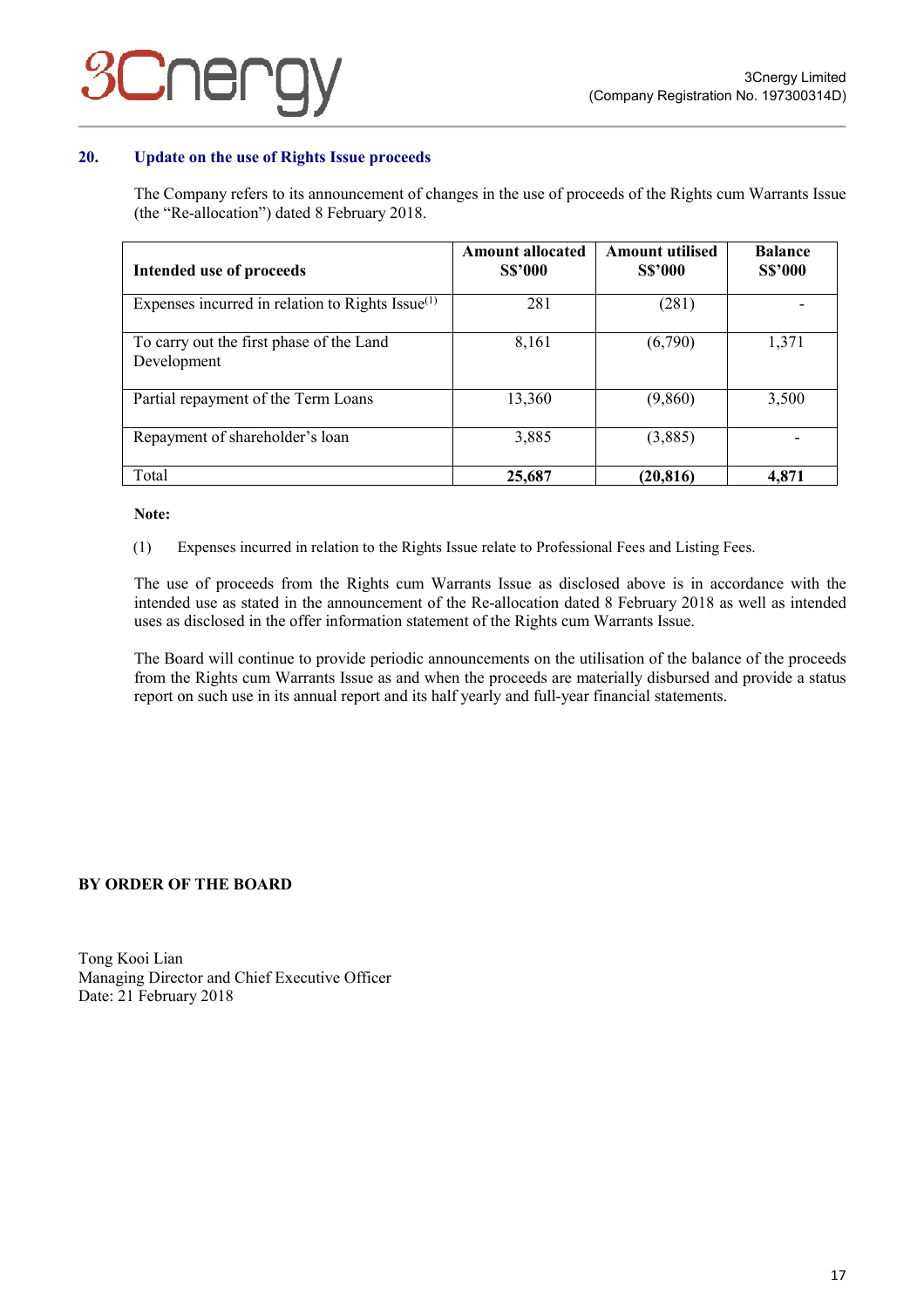## 20. Update on the use of Rights Issue proceeds

The Company refers to its announcement of changes in the use of proceeds of the Rights cum Warrants Issue (the "Re-allocation") dated 8 February 2018.

| Intended use of proceeds | Amount allocated S$'000 | Amount utilised S$'000 | Balance S$'000 |
|---|---|---|---|
| Expenses incurred in relation to Rights Issue[1] | 281 | (281) | - |
| To carry out the first phase of the Land Development | 8,161 | (6,790) | 1,371 |
| Partial repayment of the Term Loans | 13,360 | (9,860) | 3,500 |
| Repayment of shareholder's loan | 3,885 | (3,885) | - |
| Total | **25,687** | **(20,816)** | **4,871** |

**Note:**

(1) Expenses incurred in relation to the Rights Issue relate to Professional Fees and Listing Fees.

The use of proceeds from the Rights cum Warrants Issue as disclosed above is in accordance with the intended use as stated in the announcement of the Re-allocation dated 8 February 2018 as well as intended uses as disclosed in the offer information statement of the Rights cum Warrants Issue.

The Board will continue to provide periodic announcements on the utilisation of the balance of the proceeds from the Rights cum Warrants Issue as and when the proceeds are materially disbursed and provide a status report on such use in its annual report and its half yearly and full-year financial statements.

**BY ORDER OF THE BOARD**

Tong Kooi Lian
Managing Director and Chief Executive Officer
Date: 21 February 2018